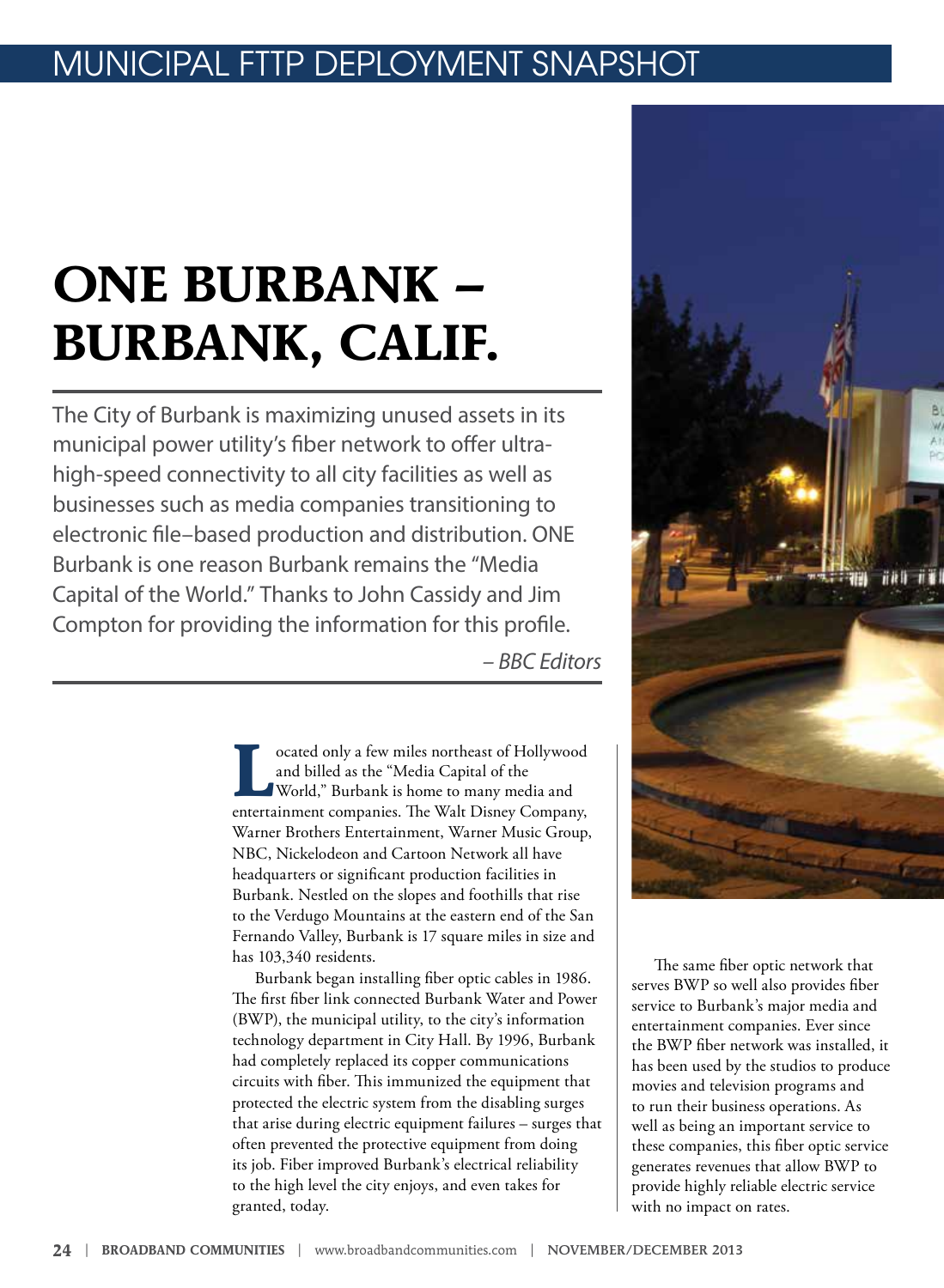MUNICIPAL FTTP DEPLOYMENT SNAPSHOT

# ONE BURBANK – BURBANK, CALIF.

The City of Burbank is maximizing unused assets in its municipal power utility's fiber network to offer ultra-high-speed connectivity to all city facilities as well as businesses such as media companies transitioning to electronic file–based production and distribution. ONE Burbank is one reason Burbank remains the "Media Capital of the World." Thanks to John Cassidy and Jim Compton for providing the information for this profile.

*– BBC Editors*

Located only a few miles northeast of Hollywood and billed as the "Media Capital of the World," Burbank is home to many media and entertainment companies. The Walt Disney Company, Warner Brothers Entertainment, Warner Music Group, NBC, Nickelodeon and Cartoon Network all have headquarters or significant production facilities in Burbank. Nestled on the slopes and foothills that rise to the Verdugo Mountains at the eastern end of the San Fernando Valley, Burbank is 17 square miles in size and has 103,340 residents.

Burbank began installing fiber optic cables in 1986. The first fiber link connected Burbank Water and Power (BWP), the municipal utility, to the city's information technology department in City Hall. By 1996, Burbank had completely replaced its copper communications circuits with fiber. This immunized the equipment that protected the electric system from the disabling surges that arise during electric equipment failures – surges that often prevented the protective equipment from doing its job. Fiber improved Burbank's electrical reliability to the high level the city enjoys, and even takes for granted, today.

The same fiber optic network that serves BWP so well also provides fiber service to Burbank's major media and entertainment companies. Ever since the BWP fiber network was installed, it has been used by the studios to produce movies and television programs and to run their business operations. As well as being an important service to these companies, this fiber optic service generates revenues that allow BWP to provide highly reliable electric service with no impact on rates.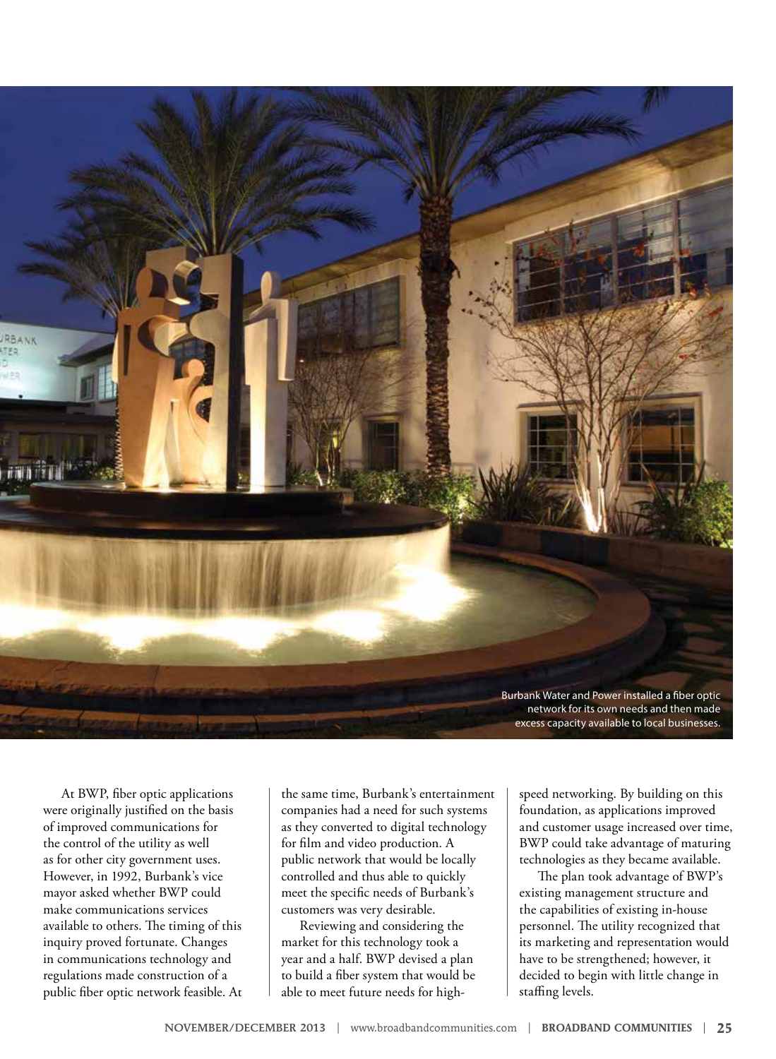Burbank Water and Power installed a fiber optic network for its own needs and then made excess capacity available to local businesses.

At BWP, fiber optic applications were originally justified on the basis of improved communications for the control of the utility as well as for other city government uses. However, in 1992, Burbank's vice mayor asked whether BWP could make communications services available to others. The timing of this inquiry proved fortunate. Changes in communications technology and regulations made construction of a public fiber optic network feasible. At the same time, Burbank's entertainment companies had a need for such systems as they converted to digital technology for film and video production. A public network that would be locally controlled and thus able to quickly meet the specific needs of Burbank's customers was very desirable.

Reviewing and considering the market for this technology took a year and a half. BWP devised a plan to build a fiber system that would be able to meet future needs for high-speed networking. By building on this foundation, as applications improved and customer usage increased over time, BWP could take advantage of maturing technologies as they became available.

The plan took advantage of BWP's existing management structure and the capabilities of existing in-house personnel. The utility recognized that its marketing and representation would have to be strengthened; however, it decided to begin with little change in staffing levels.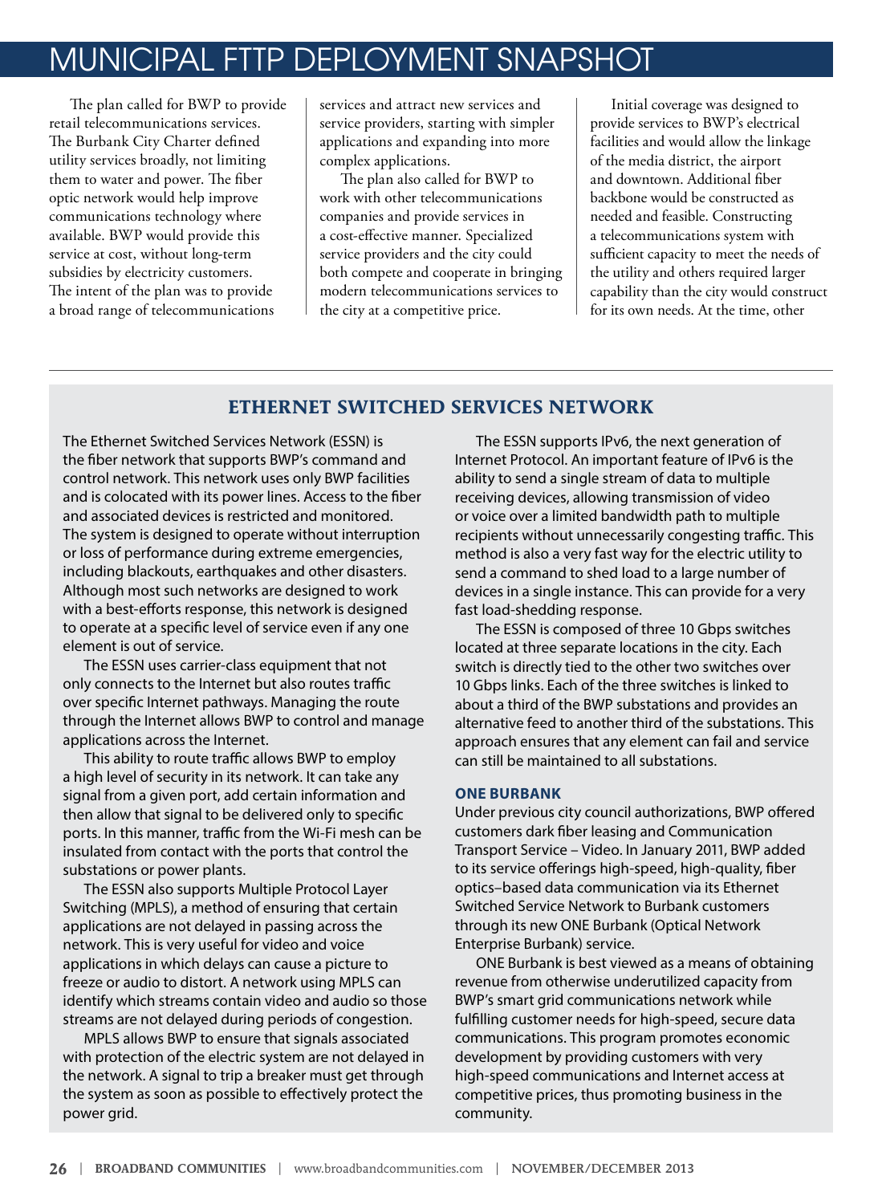# MUNICIPAL FTTP DEPLOYMENT SNAPSHOT

The plan called for BWP to provide retail telecommunications services. The Burbank City Charter defined utility services broadly, not limiting them to water and power. The fiber optic network would help improve communications technology where available. BWP would provide this service at cost, without long-term subsidies by electricity customers. The intent of the plan was to provide a broad range of telecommunications services and attract new services and service providers, starting with simpler applications and expanding into more complex applications.

The plan also called for BWP to work with other telecommunications companies and provide services in a cost-effective manner. Specialized service providers and the city could both compete and cooperate in bringing modern telecommunications services to the city at a competitive price.

Initial coverage was designed to provide services to BWP's electrical facilities and would allow the linkage of the media district, the airport and downtown. Additional fiber backbone would be constructed as needed and feasible. Constructing a telecommunications system with sufficient capacity to meet the needs of the utility and others required larger capability than the city would construct for its own needs. At the time, other

## ETHERNET SWITCHED SERVICES NETWORK

The Ethernet Switched Services Network (ESSN) is the fiber network that supports BWP's command and control network. This network uses only BWP facilities and is colocated with its power lines. Access to the fiber and associated devices is restricted and monitored. The system is designed to operate without interruption or loss of performance during extreme emergencies, including blackouts, earthquakes and other disasters. Although most such networks are designed to work with a best-efforts response, this network is designed to operate at a specific level of service even if any one element is out of service.

The ESSN uses carrier-class equipment that not only connects to the Internet but also routes traffic over specific Internet pathways. Managing the route through the Internet allows BWP to control and manage applications across the Internet.

This ability to route traffic allows BWP to employ a high level of security in its network. It can take any signal from a given port, add certain information and then allow that signal to be delivered only to specific ports. In this manner, traffic from the Wi-Fi mesh can be insulated from contact with the ports that control the substations or power plants.

The ESSN also supports Multiple Protocol Layer Switching (MPLS), a method of ensuring that certain applications are not delayed in passing across the network. This is very useful for video and voice applications in which delays can cause a picture to freeze or audio to distort. A network using MPLS can identify which streams contain video and audio so those streams are not delayed during periods of congestion.

MPLS allows BWP to ensure that signals associated with protection of the electric system are not delayed in the network. A signal to trip a breaker must get through the system as soon as possible to effectively protect the power grid.

The ESSN supports IPv6, the next generation of Internet Protocol. An important feature of IPv6 is the ability to send a single stream of data to multiple receiving devices, allowing transmission of video or voice over a limited bandwidth path to multiple recipients without unnecessarily congesting traffic. This method is also a very fast way for the electric utility to send a command to shed load to a large number of devices in a single instance. This can provide for a very fast load-shedding response.

The ESSN is composed of three 10 Gbps switches located at three separate locations in the city. Each switch is directly tied to the other two switches over 10 Gbps links. Each of the three switches is linked to about a third of the BWP substations and provides an alternative feed to another third of the substations. This approach ensures that any element can fail and service can still be maintained to all substations.

### ONE BURBANK

Under previous city council authorizations, BWP offered customers dark fiber leasing and Communication Transport Service – Video. In January 2011, BWP added to its service offerings high-speed, high-quality, fiber optics–based data communication via its Ethernet Switched Service Network to Burbank customers through its new ONE Burbank (Optical Network Enterprise Burbank) service.

ONE Burbank is best viewed as a means of obtaining revenue from otherwise underutilized capacity from BWP's smart grid communications network while fulfilling customer needs for high-speed, secure data communications. This program promotes economic development by providing customers with very high-speed communications and Internet access at competitive prices, thus promoting business in the community.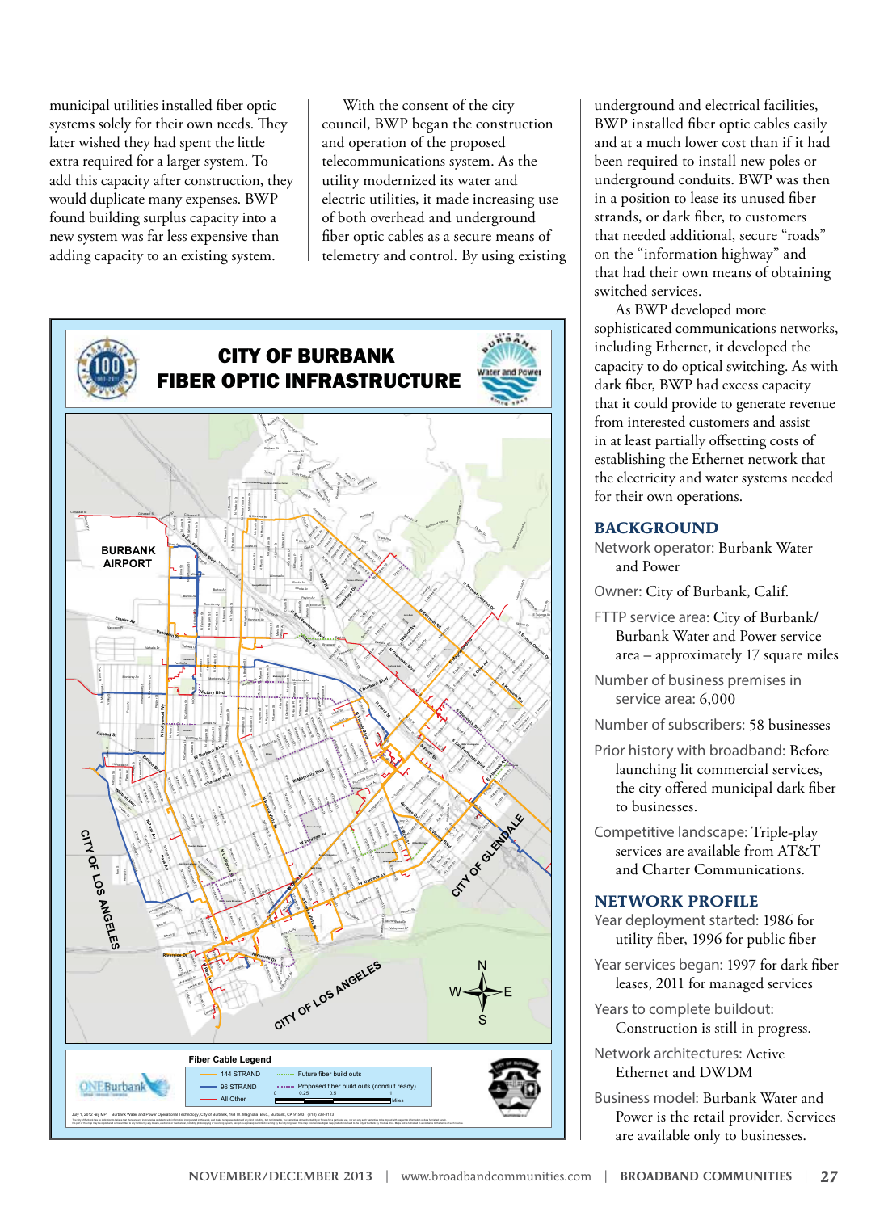municipal utilities installed fiber optic systems solely for their own needs. They later wished they had spent the little extra required for a larger system. To add this capacity after construction, they would duplicate many expenses. BWP found building surplus capacity into a new system was far less expensive than adding capacity to an existing system.

With the consent of the city council, BWP began the construction and operation of the proposed telecommunications system. As the utility modernized its water and electric utilities, it made increasing use of both overhead and underground fiber optic cables as a secure means of telemetry and control. By using existing underground and electrical facilities, BWP installed fiber optic cables easily and at a much lower cost than if it had been required to install new poles or underground conduits. BWP was then in a position to lease its unused fiber strands, or dark fiber, to customers that needed additional, secure "roads" on the "information highway" and that had their own means of obtaining switched services.

As BWP developed more sophisticated communications networks, including Ethernet, it developed the capacity to do optical switching. As with dark fiber, BWP had excess capacity that it could provide to generate revenue from interested customers and assist in at least partially offsetting costs of establishing the Ethernet network that the electricity and water systems needed for their own operations.

**CITY OF BURBANK FIBER OPTIC INFRASTRUCTURE**

Fiber Cable Legend: 144 STRAND; 96 STRAND; All Other; Future fiber build outs; Proposed fiber build outs (conduit ready)

## BACKGROUND

Network operator: Burbank Water and Power

Owner: City of Burbank, Calif.

FTTP service area: City of Burbank/ Burbank Water and Power service area – approximately 17 square miles

Number of business premises in service area: 6,000

Number of subscribers: 58 businesses

Prior history with broadband: Before launching lit commercial services, the city offered municipal dark fiber to businesses.

Competitive landscape: Triple-play services are available from AT&T and Charter Communications.

## NETWORK PROFILE

Year deployment started: 1986 for utility fiber, 1996 for public fiber

Year services began: 1997 for dark fiber leases, 2011 for managed services

Years to complete buildout: Construction is still in progress.

Network architectures: Active Ethernet and DWDM

Business model: Burbank Water and Power is the retail provider. Services are available only to businesses.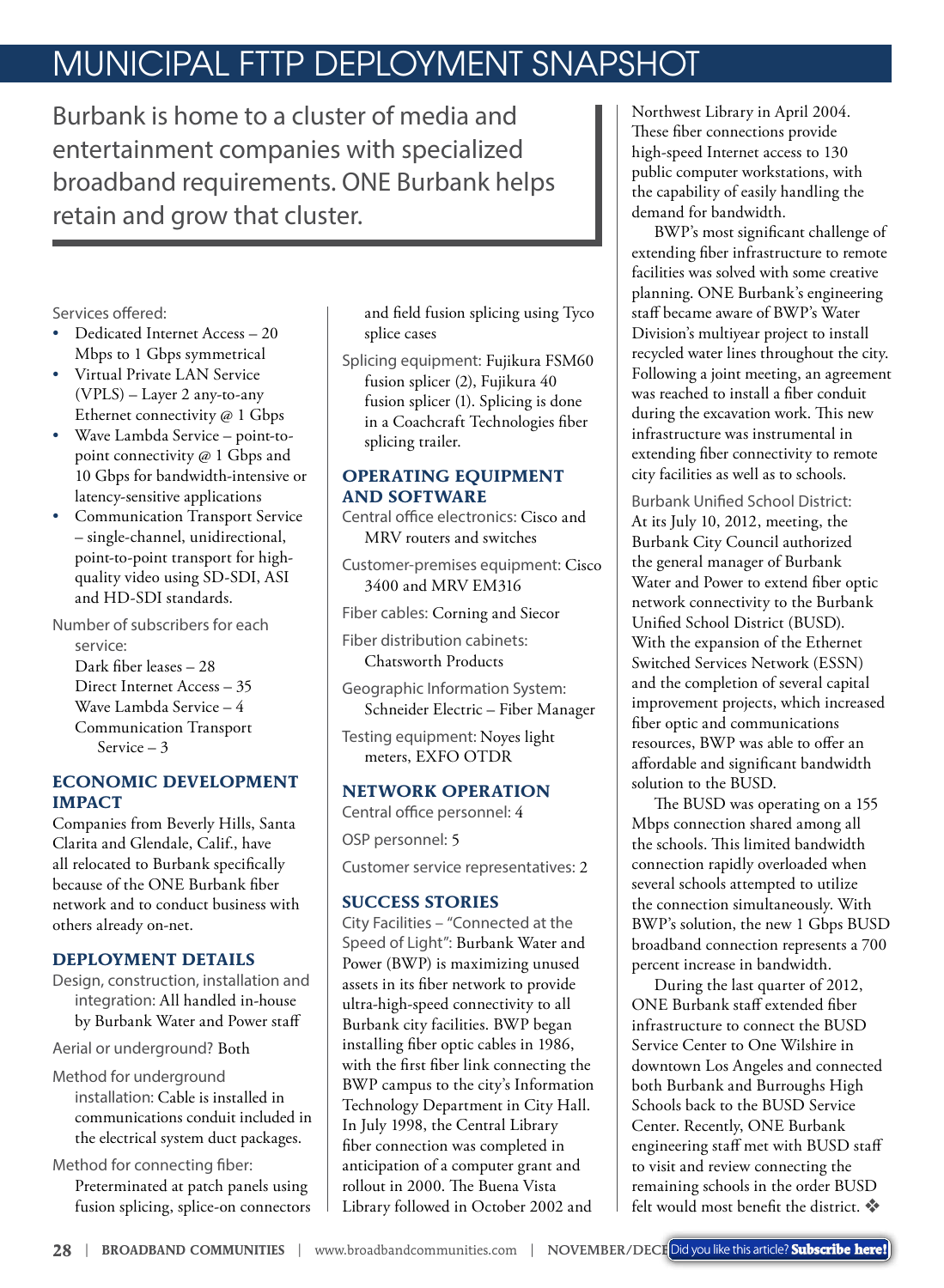# MUNICIPAL FTTP DEPLOYMENT SNAPSHOT

Burbank is home to a cluster of media and entertainment companies with specialized broadband requirements. ONE Burbank helps retain and grow that cluster.

Services offered:

- Dedicated Internet Access – 20 Mbps to 1 Gbps symmetrical
- Virtual Private LAN Service (VPLS) – Layer 2 any-to-any Ethernet connectivity @ 1 Gbps
- Wave Lambda Service – point-to-point connectivity @ 1 Gbps and 10 Gbps for bandwidth-intensive or latency-sensitive applications
- Communication Transport Service – single-channel, unidirectional, point-to-point transport for high-quality video using SD-SDI, ASI and HD-SDI standards.

Number of subscribers for each service:
Dark fiber leases – 28
Direct Internet Access – 35
Wave Lambda Service – 4
Communication Transport Service – 3

## ECONOMIC DEVELOPMENT IMPACT

Companies from Beverly Hills, Santa Clarita and Glendale, Calif., have all relocated to Burbank specifically because of the ONE Burbank fiber network and to conduct business with others already on-net.

## DEPLOYMENT DETAILS

Design, construction, installation and integration: All handled in-house by Burbank Water and Power staff

Aerial or underground? Both

Method for underground installation: Cable is installed in communications conduit included in the electrical system duct packages.

Method for connecting fiber: Preterminated at patch panels using fusion splicing, splice-on connectors and field fusion splicing using Tyco splice cases

Splicing equipment: Fujikura FSM60 fusion splicer (2), Fujikura 40 fusion splicer (1). Splicing is done in a Coachcraft Technologies fiber splicing trailer.

## OPERATING EQUIPMENT AND SOFTWARE

Central office electronics: Cisco and MRV routers and switches

Customer-premises equipment: Cisco 3400 and MRV EM316

Fiber cables: Corning and Siecor

Fiber distribution cabinets: Chatsworth Products

Geographic Information System: Schneider Electric – Fiber Manager

Testing equipment: Noyes light meters, EXFO OTDR

## NETWORK OPERATION

Central office personnel: 4

OSP personnel: 5

Customer service representatives: 2

## SUCCESS STORIES

City Facilities – "Connected at the Speed of Light": Burbank Water and Power (BWP) is maximizing unused assets in its fiber network to provide ultra-high-speed connectivity to all Burbank city facilities. BWP began installing fiber optic cables in 1986, with the first fiber link connecting the BWP campus to the city's Information Technology Department in City Hall. In July 1998, the Central Library fiber connection was completed in anticipation of a computer grant and rollout in 2000. The Buena Vista Library followed in October 2002 and Northwest Library in April 2004. These fiber connections provide high-speed Internet access to 130 public computer workstations, with the capability of easily handling the demand for bandwidth.

BWP's most significant challenge of extending fiber infrastructure to remote facilities was solved with some creative planning. ONE Burbank's engineering staff became aware of BWP's Water Division's multiyear project to install recycled water lines throughout the city. Following a joint meeting, an agreement was reached to install a fiber conduit during the excavation work. This new infrastructure was instrumental in extending fiber connectivity to remote city facilities as well as to schools.

Burbank Unified School District: At its July 10, 2012, meeting, the Burbank City Council authorized the general manager of Burbank Water and Power to extend fiber optic network connectivity to the Burbank Unified School District (BUSD). With the expansion of the Ethernet Switched Services Network (ESSN) and the completion of several capital improvement projects, which increased fiber optic and communications resources, BWP was able to offer an affordable and significant bandwidth solution to the BUSD.

The BUSD was operating on a 155 Mbps connection shared among all the schools. This limited bandwidth connection rapidly overloaded when several schools attempted to utilize the connection simultaneously. With BWP's solution, the new 1 Gbps BUSD broadband connection represents a 700 percent increase in bandwidth.

During the last quarter of 2012, ONE Burbank staff extended fiber infrastructure to connect the BUSD Service Center to One Wilshire in downtown Los Angeles and connected both Burbank and Burroughs High Schools back to the BUSD Service Center. Recently, ONE Burbank engineering staff met with BUSD staff to visit and review connecting the remaining schools in the order BUSD felt would most benefit the district. ❖

Did you like this article? **Subscribe here!**